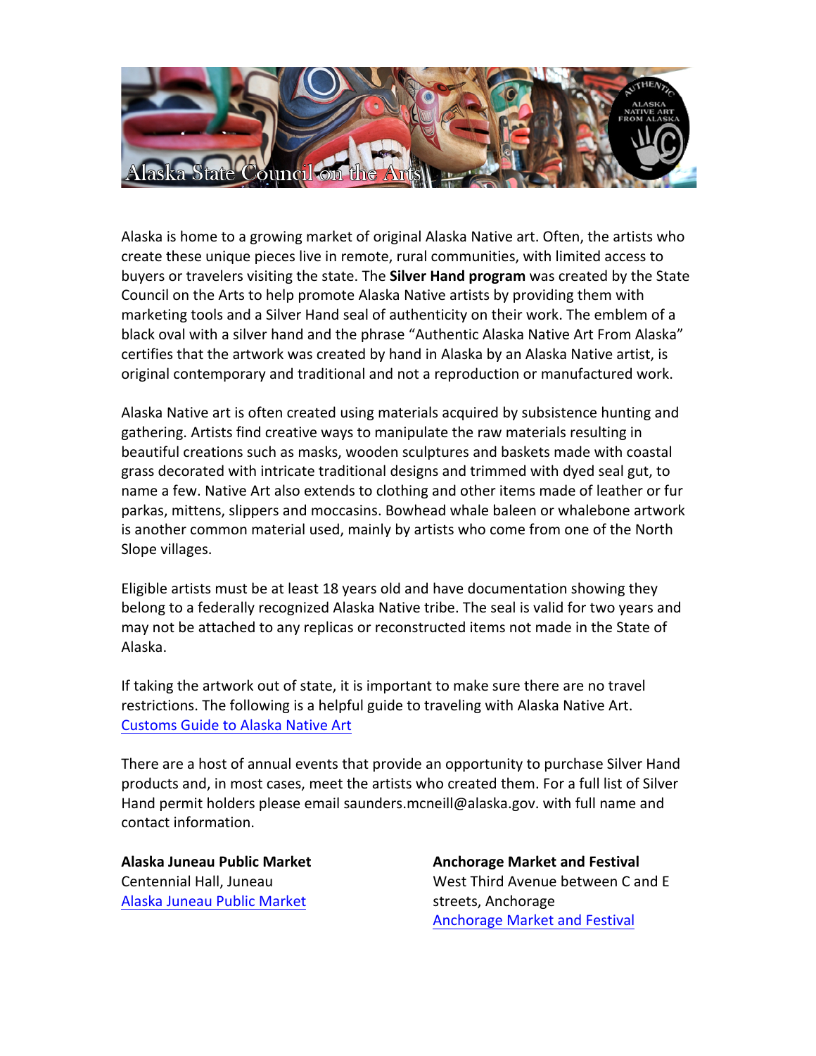Alaska State Council on the Arts

Alaska is home to a growing market of original Alaska Native art. Often, the artists who create these unique pieces live in remote, rural communities, with limited access to buyers or travelers visiting the state. The **Silver Hand program** was created by the State Council on the Arts to help promote Alaska Native artists by providing them with marketing tools and a Silver Hand seal of authenticity on their work. The emblem of a black oval with a silver hand and the phrase "Authentic Alaska Native Art From Alaska" certifies that the artwork was created by hand in Alaska by an Alaska Native artist, is original contemporary and traditional and not a reproduction or manufactured work.

Alaska Native art is often created using materials acquired by subsistence hunting and gathering. Artists find creative ways to manipulate the raw materials resulting in beautiful creations such as masks, wooden sculptures and baskets made with coastal grass decorated with intricate traditional designs and trimmed with dyed seal gut, to name a few. Native Art also extends to clothing and other items made of leather or fur parkas, mittens, slippers and moccasins. Bowhead whale baleen or whalebone artwork is another common material used, mainly by artists who come from one of the North Slope villages.

Eligible artists must be at least 18 years old and have documentation showing they belong to a federally recognized Alaska Native tribe. The seal is valid for two years and may not be attached to any replicas or reconstructed items not made in the State of Alaska.

If taking the artwork out of state, it is important to make sure there are no travel restrictions. The following is a helpful guide to traveling with Alaska Native Art. [Customs Guide to Alaska Native Art]

There are a host of annual events that provide an opportunity to purchase Silver Hand products and, in most cases, meet the artists who created them. For a full list of Silver Hand permit holders please email saunders.mcneill@alaska.gov. with full name and contact information.

**Alaska Juneau Public Market**
Centennial Hall, Juneau
[Alaska Juneau Public Market]

**Anchorage Market and Festival**
West Third Avenue between C and E streets, Anchorage
[Anchorage Market and Festival]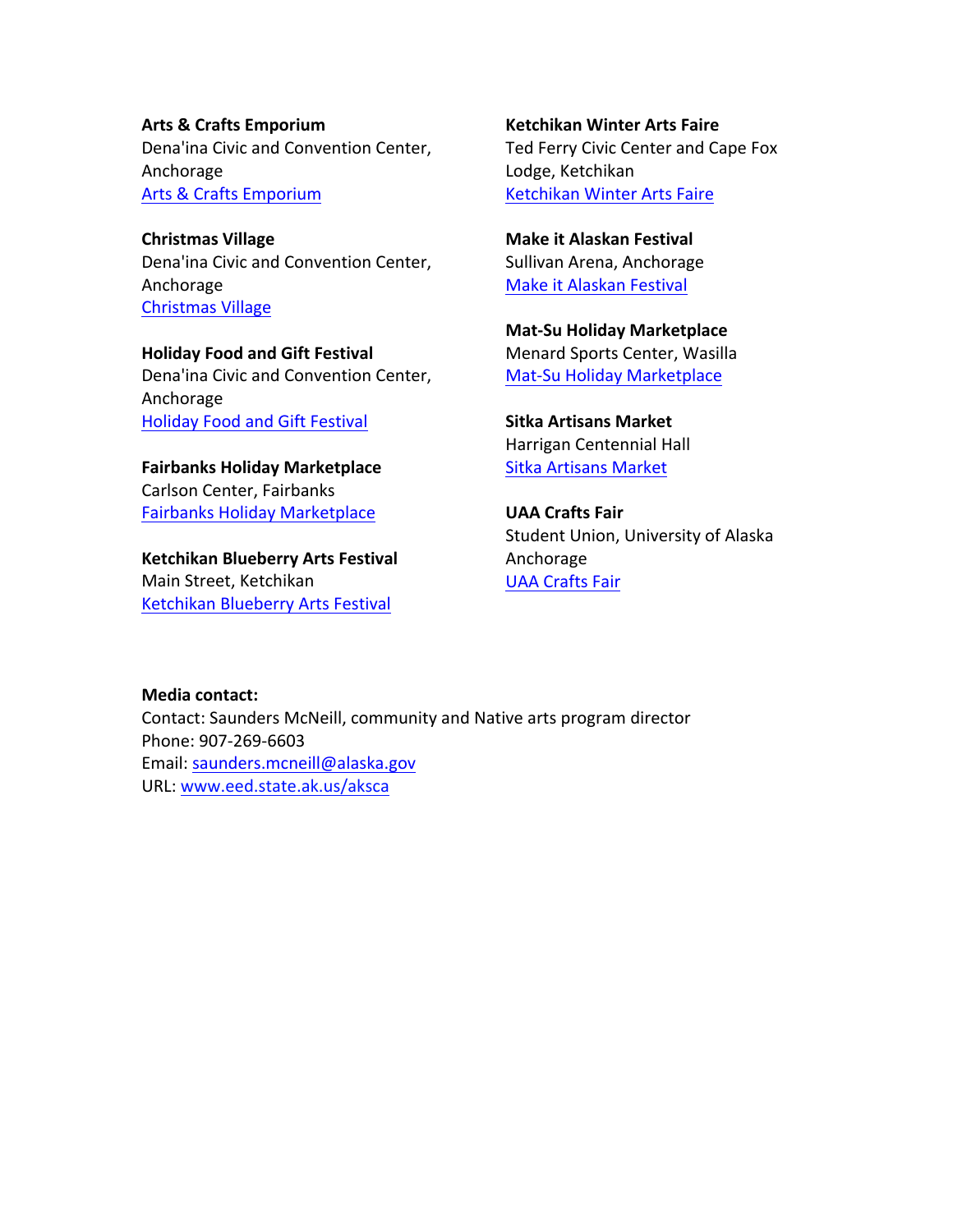**Arts & Crafts Emporium**
Dena'ina Civic and Convention Center, Anchorage
[Arts & Crafts Emporium]

**Christmas Village**
Dena'ina Civic and Convention Center, Anchorage
[Christmas Village]

**Holiday Food and Gift Festival**
Dena'ina Civic and Convention Center, Anchorage
[Holiday Food and Gift Festival]

**Fairbanks Holiday Marketplace**
Carlson Center, Fairbanks
[Fairbanks Holiday Marketplace]

**Ketchikan Blueberry Arts Festival**
Main Street, Ketchikan
[Ketchikan Blueberry Arts Festival]

**Ketchikan Winter Arts Faire**
Ted Ferry Civic Center and Cape Fox Lodge, Ketchikan
[Ketchikan Winter Arts Faire]

**Make it Alaskan Festival**
Sullivan Arena, Anchorage
[Make it Alaskan Festival]

**Mat-Su Holiday Marketplace**
Menard Sports Center, Wasilla
[Mat-Su Holiday Marketplace]

**Sitka Artisans Market**
Harrigan Centennial Hall
[Sitka Artisans Market]

**UAA Crafts Fair**
Student Union, University of Alaska Anchorage
[UAA Crafts Fair]

**Media contact:**
Contact: Saunders McNeill, community and Native arts program director
Phone: 907-269-6603
Email: saunders.mcneill@alaska.gov
URL: www.eed.state.ak.us/aksca